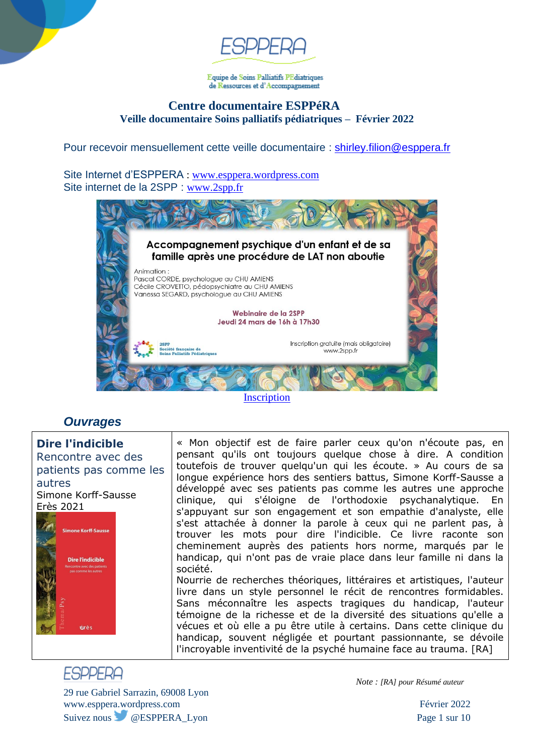ESPPERA

Equipe de Soins Palliatifs PEdiatriques de Ressources et d'Accompagnement

## Centre documentaire ESPPéRA

### Veille documentaire Soins palliatifs pédiatriques – Février 2022

Pour recevoir mensuellement cette veille documentaire : shirley.filion@esppera.fr

Site Internet d'ESPPERA : www.esppera.wordpress.com
Site internet de la 2SPP : www.2spp.fr

**Accompagnement psychique d'un enfant et de sa famille après une procédure de LAT non aboutie**

Animation :
Pascal CORDE, psychologue au CHU AMIENS
Cécile CROVETTO, pédopsychiatre au CHU AMIENS
Vanessa SEGARD, psychologue au CHU AMIENS

**Webinaire de la 2SPP**
**Jeudi 24 mars de 16h à 17h30**

2SPP Société française de Soins Palliatifs Pédiatriques

Inscription gratuite (mais obligatoire) www.2spp.fr

Inscription

## *Ouvrages*

| | |
|---|---|
| **Dire l'indicible** Rencontre avec des patients pas comme les autres Simone Korff-Sausse Erès 2021 | « Mon objectif est de faire parler ceux qu'on n'écoute pas, en pensant qu'ils ont toujours quelque chose à dire. A condition toutefois de trouver quelqu'un qui les écoute. » Au cours de sa longue expérience hors des sentiers battus, Simone Korff-Sausse a développé avec ses patients pas comme les autres une approche clinique, qui s'éloigne de l'orthodoxie psychanalytique. En s'appuyant sur son engagement et son empathie d'analyste, elle s'est attachée à donner la parole à ceux qui ne parlent pas, à trouver les mots pour dire l'indicible. Ce livre raconte son cheminement auprès des patients hors norme, marqués par le handicap, qui n'ont pas de vraie place dans leur famille ni dans la société. Nourrie de recherches théoriques, littéraires et artistiques, l'auteur livre dans un style personnel le récit de rencontres formidables. Sans méconnaître les aspects tragiques du handicap, l'auteur témoigne de la richesse et de la diversité des situations qu'elle a vécues et où elle a pu être utile à certains. Dans cette clinique du handicap, souvent négligée et pourtant passionnante, se dévoile l'incroyable inventivité de la psyché humaine face au trauma. [RA] |

*Note : [RA] pour Résumé auteur*

ESPPERA
29 rue Gabriel Sarrazin, 69008 Lyon
www.esppera.wordpress.com
Suivez nous @ESPPERA_Lyon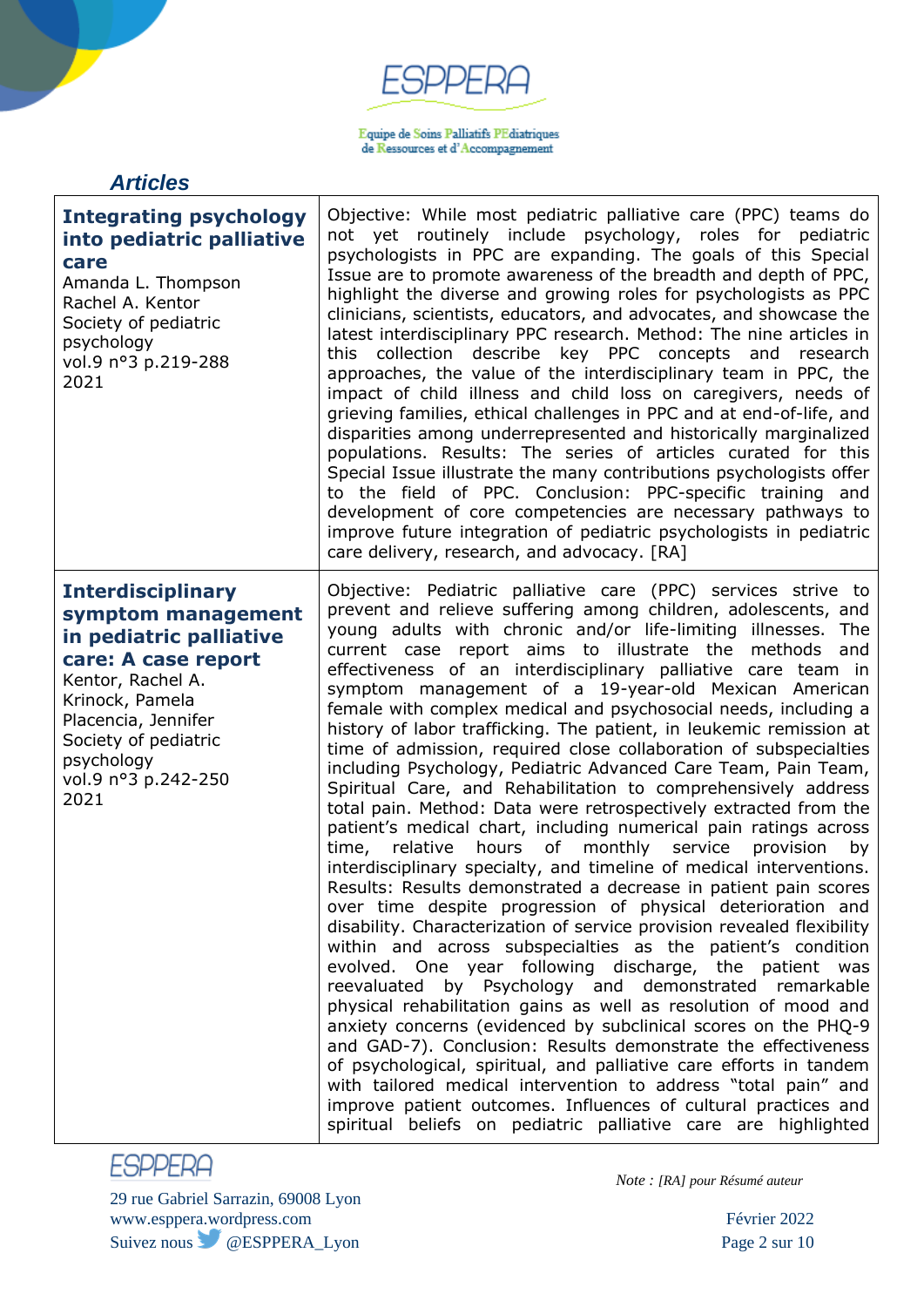## Articles

| | |
|---|---|
| **Integrating psychology into pediatric palliative care**<br>Amanda L. Thompson<br>Rachel A. Kentor<br>Society of pediatric psychology<br>vol.9 n°3 p.219-288<br>2021 | Objective: While most pediatric palliative care (PPC) teams do not yet routinely include psychology, roles for pediatric psychologists in PPC are expanding. The goals of this Special Issue are to promote awareness of the breadth and depth of PPC, highlight the diverse and growing roles for psychologists as PPC clinicians, scientists, educators, and advocates, and showcase the latest interdisciplinary PPC research. Method: The nine articles in this collection describe key PPC concepts and research approaches, the value of the interdisciplinary team in PPC, the impact of child illness and child loss on caregivers, needs of grieving families, ethical challenges in PPC and at end-of-life, and disparities among underrepresented and historically marginalized populations. Results: The series of articles curated for this Special Issue illustrate the many contributions psychologists offer to the field of PPC. Conclusion: PPC-specific training and development of core competencies are necessary pathways to improve future integration of pediatric psychologists in pediatric care delivery, research, and advocacy. [RA] |
| **Interdisciplinary symptom management in pediatric palliative care: A case report**<br>Kentor, Rachel A.<br>Krinock, Pamela<br>Placencia, Jennifer<br>Society of pediatric psychology<br>vol.9 n°3 p.242-250<br>2021 | Objective: Pediatric palliative care (PPC) services strive to prevent and relieve suffering among children, adolescents, and young adults with chronic and/or life-limiting illnesses. The current case report aims to illustrate the methods and effectiveness of an interdisciplinary palliative care team in symptom management of a 19-year-old Mexican American female with complex medical and psychosocial needs, including a history of labor trafficking. The patient, in leukemic remission at time of admission, required close collaboration of subspecialties including Psychology, Pediatric Advanced Care Team, Pain Team, Spiritual Care, and Rehabilitation to comprehensively address total pain. Method: Data were retrospectively extracted from the patient's medical chart, including numerical pain ratings across time, relative hours of monthly service provision by interdisciplinary specialty, and timeline of medical interventions. Results: Results demonstrated a decrease in patient pain scores over time despite progression of physical deterioration and disability. Characterization of service provision revealed flexibility within and across subspecialties as the patient's condition evolved. One year following discharge, the patient was reevaluated by Psychology and demonstrated remarkable physical rehabilitation gains as well as resolution of mood and anxiety concerns (evidenced by subclinical scores on the PHQ-9 and GAD-7). Conclusion: Results demonstrate the effectiveness of psychological, spiritual, and palliative care efforts in tandem with tailored medical intervention to address "total pain" and improve patient outcomes. Influences of cultural practices and spiritual beliefs on pediatric palliative care are highlighted |

*Note : [RA] pour Résumé auteur*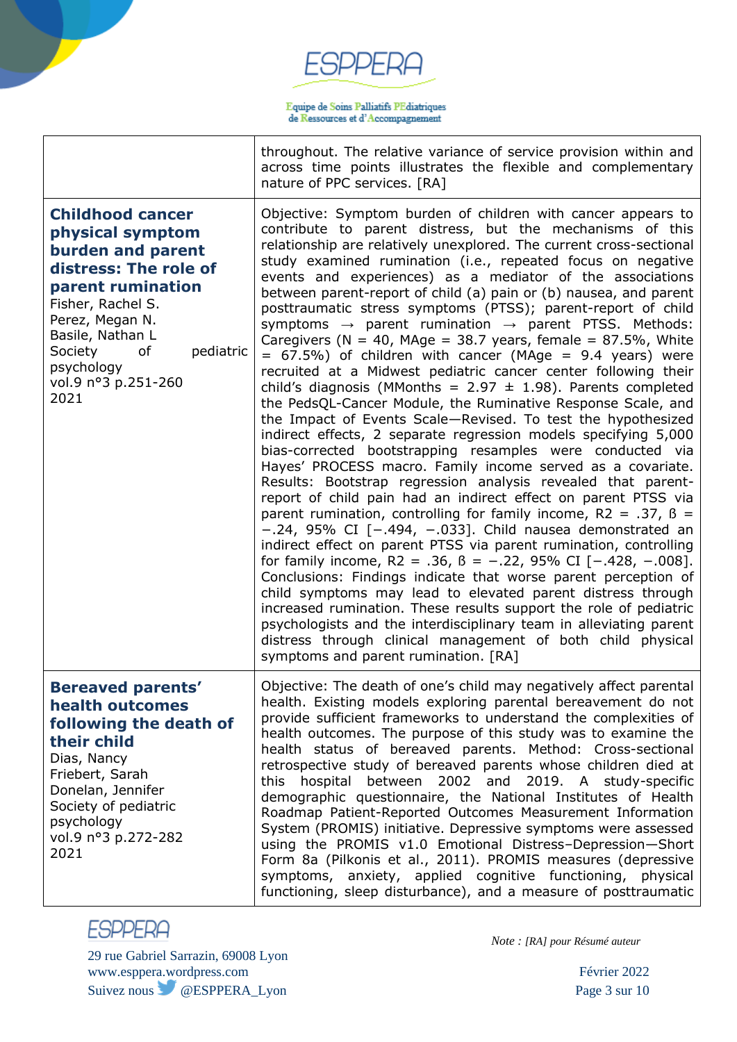| | |
|---|---|
| | throughout. The relative variance of service provision within and across time points illustrates the flexible and complementary nature of PPC services. [RA] |
| **Childhood cancer physical symptom burden and parent distress: The role of parent rumination**<br>Fisher, Rachel S.<br>Perez, Megan N.<br>Basile, Nathan L<br>Society of pediatric psychology<br>vol.9 n°3 p.251-260<br>2021 | Objective: Symptom burden of children with cancer appears to contribute to parent distress, but the mechanisms of this relationship are relatively unexplored. The current cross-sectional study examined rumination (i.e., repeated focus on negative events and experiences) as a mediator of the associations between parent-report of child (a) pain or (b) nausea, and parent posttraumatic stress symptoms (PTSS); parent-report of child symptoms → parent rumination → parent PTSS. Methods: Caregivers (N = 40, MAge = 38.7 years, female = 87.5%, White = 67.5%) of children with cancer (MAge = 9.4 years) were recruited at a Midwest pediatric cancer center following their child's diagnosis (MMonths = 2.97 ± 1.98). Parents completed the PedsQL-Cancer Module, the Ruminative Response Scale, and the Impact of Events Scale—Revised. To test the hypothesized indirect effects, 2 separate regression models specifying 5,000 bias-corrected bootstrapping resamples were conducted via Hayes' PROCESS macro. Family income served as a covariate. Results: Bootstrap regression analysis revealed that parent-report of child pain had an indirect effect on parent PTSS via parent rumination, controlling for family income, R2 = .37, ß = −.24, 95% CI [−.494, −.033]. Child nausea demonstrated an indirect effect on parent PTSS via parent rumination, controlling for family income, R2 = .36, ß = −.22, 95% CI [−.428, −.008]. Conclusions: Findings indicate that worse parent perception of child symptoms may lead to elevated parent distress through increased rumination. These results support the role of pediatric psychologists and the interdisciplinary team in alleviating parent distress through clinical management of both child physical symptoms and parent rumination. [RA] |
| **Bereaved parents' health outcomes following the death of their child**<br>Dias, Nancy<br>Friebert, Sarah<br>Donelan, Jennifer<br>Society of pediatric psychology<br>vol.9 n°3 p.272-282<br>2021 | Objective: The death of one's child may negatively affect parental health. Existing models exploring parental bereavement do not provide sufficient frameworks to understand the complexities of health outcomes. The purpose of this study was to examine the health status of bereaved parents. Method: Cross-sectional retrospective study of bereaved parents whose children died at this hospital between 2002 and 2019. A study-specific demographic questionnaire, the National Institutes of Health Roadmap Patient-Reported Outcomes Measurement Information System (PROMIS) initiative. Depressive symptoms were assessed using the PROMIS v1.0 Emotional Distress–Depression—Short Form 8a (Pilkonis et al., 2011). PROMIS measures (depressive symptoms, anxiety, applied cognitive functioning, physical functioning, sleep disturbance), and a measure of posttraumatic |

*Note : [RA] pour Résumé auteur*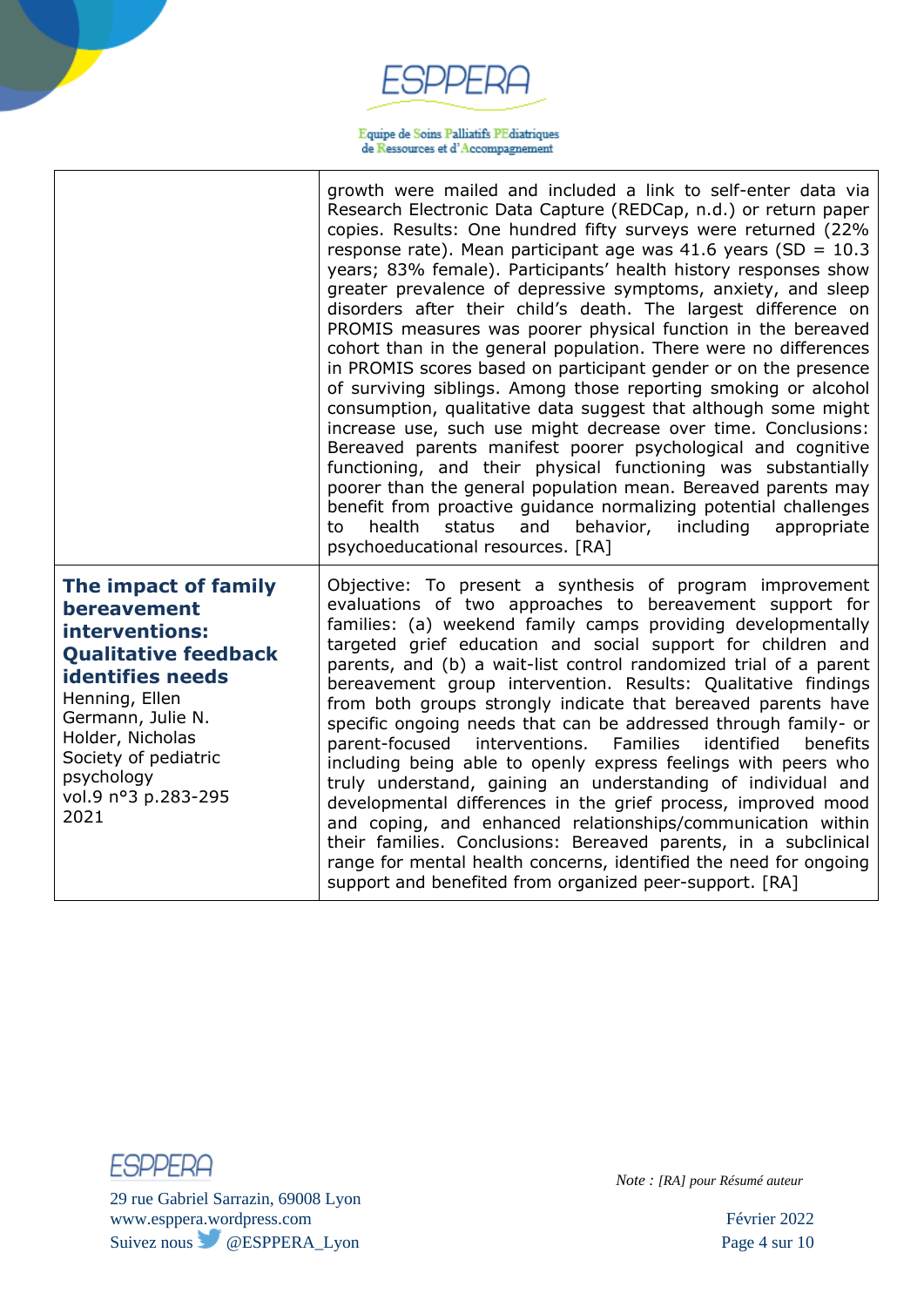| | |
|---|---|
| | growth were mailed and included a link to self-enter data via Research Electronic Data Capture (REDCap, n.d.) or return paper copies. Results: One hundred fifty surveys were returned (22% response rate). Mean participant age was 41.6 years (SD = 10.3 years; 83% female). Participants' health history responses show greater prevalence of depressive symptoms, anxiety, and sleep disorders after their child's death. The largest difference on PROMIS measures was poorer physical function in the bereaved cohort than in the general population. There were no differences in PROMIS scores based on participant gender or on the presence of surviving siblings. Among those reporting smoking or alcohol consumption, qualitative data suggest that although some might increase use, such use might decrease over time. Conclusions: Bereaved parents manifest poorer psychological and cognitive functioning, and their physical functioning was substantially poorer than the general population mean. Bereaved parents may benefit from proactive guidance normalizing potential challenges to health status and behavior, including appropriate psychoeducational resources. [RA] |
| **The impact of family bereavement interventions: Qualitative feedback identifies needs**<br>Henning, Ellen<br>Germann, Julie N.<br>Holder, Nicholas<br>Society of pediatric psychology<br>vol.9 n°3 p.283-295<br>2021 | Objective: To present a synthesis of program improvement evaluations of two approaches to bereavement support for families: (a) weekend family camps providing developmentally targeted grief education and social support for children and parents, and (b) a wait-list control randomized trial of a parent bereavement group intervention. Results: Qualitative findings from both groups strongly indicate that bereaved parents have specific ongoing needs that can be addressed through family- or parent-focused interventions. Families identified benefits including being able to openly express feelings with peers who truly understand, gaining an understanding of individual and developmental differences in the grief process, improved mood and coping, and enhanced relationships/communication within their families. Conclusions: Bereaved parents, in a subclinical range for mental health concerns, identified the need for ongoing support and benefited from organized peer-support. [RA] |

*Note : [RA] pour Résumé auteur*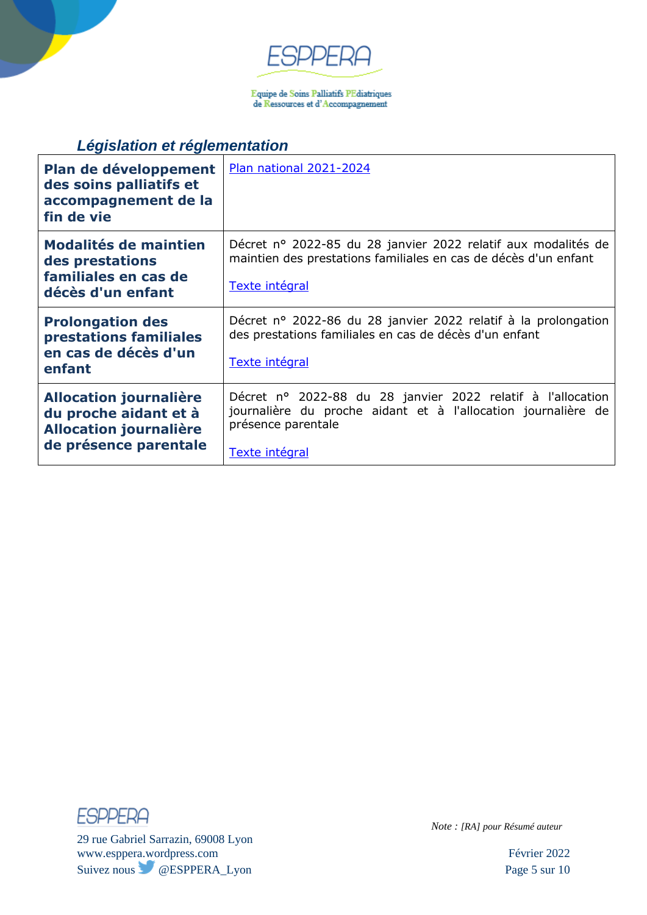## *Législation et réglementation*

| | |
|---|---|
| **Plan de développement des soins palliatifs et accompagnement de la fin de vie** | Plan national 2021-2024 |
| **Modalités de maintien des prestations familiales en cas de décès d'un enfant** | Décret n° 2022-85 du 28 janvier 2022 relatif aux modalités de maintien des prestations familiales en cas de décès d'un enfant<br><br>Texte intégral |
| **Prolongation des prestations familiales en cas de décès d'un enfant** | Décret n° 2022-86 du 28 janvier 2022 relatif à la prolongation des prestations familiales en cas de décès d'un enfant<br><br>Texte intégral |
| **Allocation journalière du proche aidant et à Allocation journalière de présence parentale** | Décret n° 2022-88 du 28 janvier 2022 relatif à l'allocation journalière du proche aidant et à l'allocation journalière de présence parentale<br><br>Texte intégral |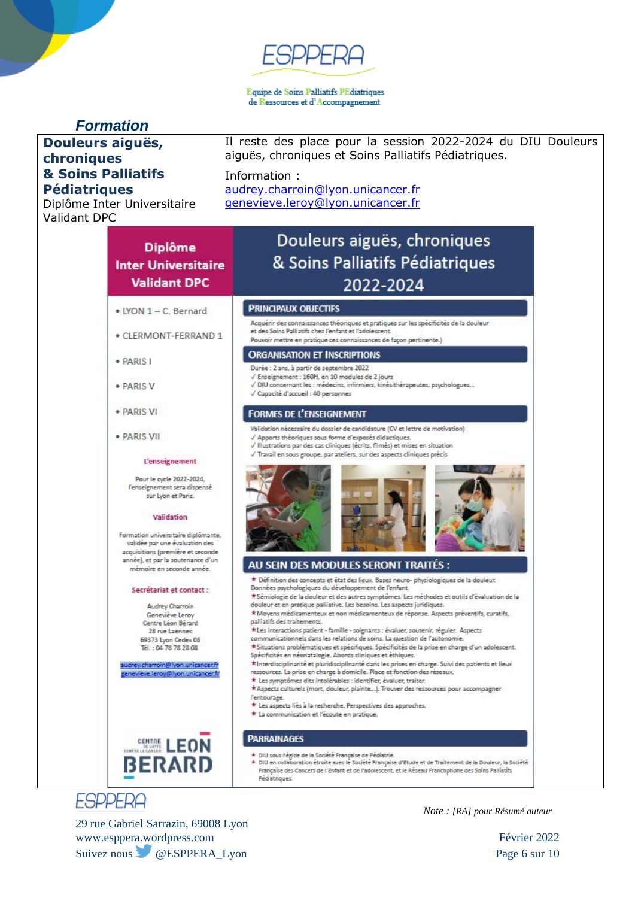## Formation

**Douleurs aiguës, chroniques & Soins Palliatifs Pédiatriques**
Diplôme Inter Universitaire Validant DPC

Il reste des place pour la session 2022-2024 du DIU Douleurs aiguës, chroniques et Soins Palliatifs Pédiatriques.

Information :
audrey.charroin@lyon.unicancer.fr
genevieve.leroy@lyon.unicancer.fr

**Diplôme Inter Universitaire Validant DPC**

# Douleurs aiguës, chroniques & Soins Palliatifs Pédiatriques 2022-2024

- LYON 1 – C. Bernard
- CLERMONT-FERRAND 1
- PARIS I
- PARIS V
- PARIS VI
- PARIS VII

**L'enseignement**

Pour le cycle 2022-2024, l'enseignement sera dispensé sur Lyon et Paris.

**Validation**

Formation universitaire diplômante, validée par une évaluation des acquisitions (première et seconde année), et par la soutenance d'un mémoire en seconde année.

**Secrétariat et contact :**

Audrey Charroin
Geneviève Leroy
Centre Léon Bérard
28 rue Laennec
69373 Lyon Cedex 08
Tél. : 04 78 78 28 08

audrey.charroin@lyon.unicancer.fr
genevieve.leroy@lyon.unicancer.fr

Centre Léon Bérard

### PRINCIPAUX OBJECTIFS

Acquérir des connaissances théoriques et pratiques sur les spécificités de la douleur et des Soins Palliatifs chez l'enfant et l'adolescent.
Pouvoir mettre en pratique ces connaissances de façon pertinente.)

### ORGANISATION ET INSCRIPTIONS

Durée : 2 ans, à partir de septembre 2022
- ✓ Enseignement : 160H, en 10 modules de 2 jours
- ✓ DIU concernant les : médecins, infirmiers, kinésithérapeutes, psychologues...
- ✓ Capacité d'accueil : 40 personnes

### FORMES DE L'ENSEIGNEMENT

Validation nécessaire du dossier de candidature (CV et lettre de motivation)
- ✓ Apports théoriques sous forme d'exposés didactiques.
- ✓ Illustrations par des cas cliniques (écrits, filmés) et mises en situation
- ✓ Travail en sous groupe, par ateliers, sur des aspects cliniques précis

### AU SEIN DES MODULES SERONT TRAITÉS :

- ★ Définition des concepts et état des lieux. Bases neuro- physiologiques de la douleur. Données psychologiques du développement de l'enfant.
- ★ Sémiologie de la douleur et des autres symptômes. Les méthodes et outils d'évaluation de la douleur et en pratique palliative. Les besoins. Les aspects juridiques.
- ★ Moyens médicamenteux et non médicamenteux de réponse. Aspects préventifs, curatifs, palliatifs des traitements.
- ★ Les interactions patient - famille - soignants : évaluer, soutenir, réguler. Aspects communicationnels dans les relations de soins. La question de l'autonomie.
- ★ Situations problématiques et spécifiques. Spécificités de la prise en charge d'un adolescent. Spécificités en néonatalogie. Abords cliniques et éthiques.
- ★ Interdisciplinarité et pluridisciplinarité dans les prises en charge. Suivi des patients et lieux ressources. La prise en charge à domicile. Place et fonction des réseaux.
- ★ Les symptômes dits intolérables : identifier, évaluer, traiter.
- ★ Aspects culturels (mort, douleur, plainte...). Trouver des ressources pour accompagner l'entourage.
- ★ Les aspects liés à la recherche. Perspectives des approches.
- ★ La communication et l'écoute en pratique.

### PARRAINAGES

- ★ DIU sous l'égide de la Société Française de Pédiatrie.
- ★ DIU en collaboration étroite avec la Société Française d'Etude et de Traitement de la Douleur, la Société Française des Cancers de l'Enfant et de l'adolescent, et le Réseau Francophone des Soins Palliatifs Pédiatriques.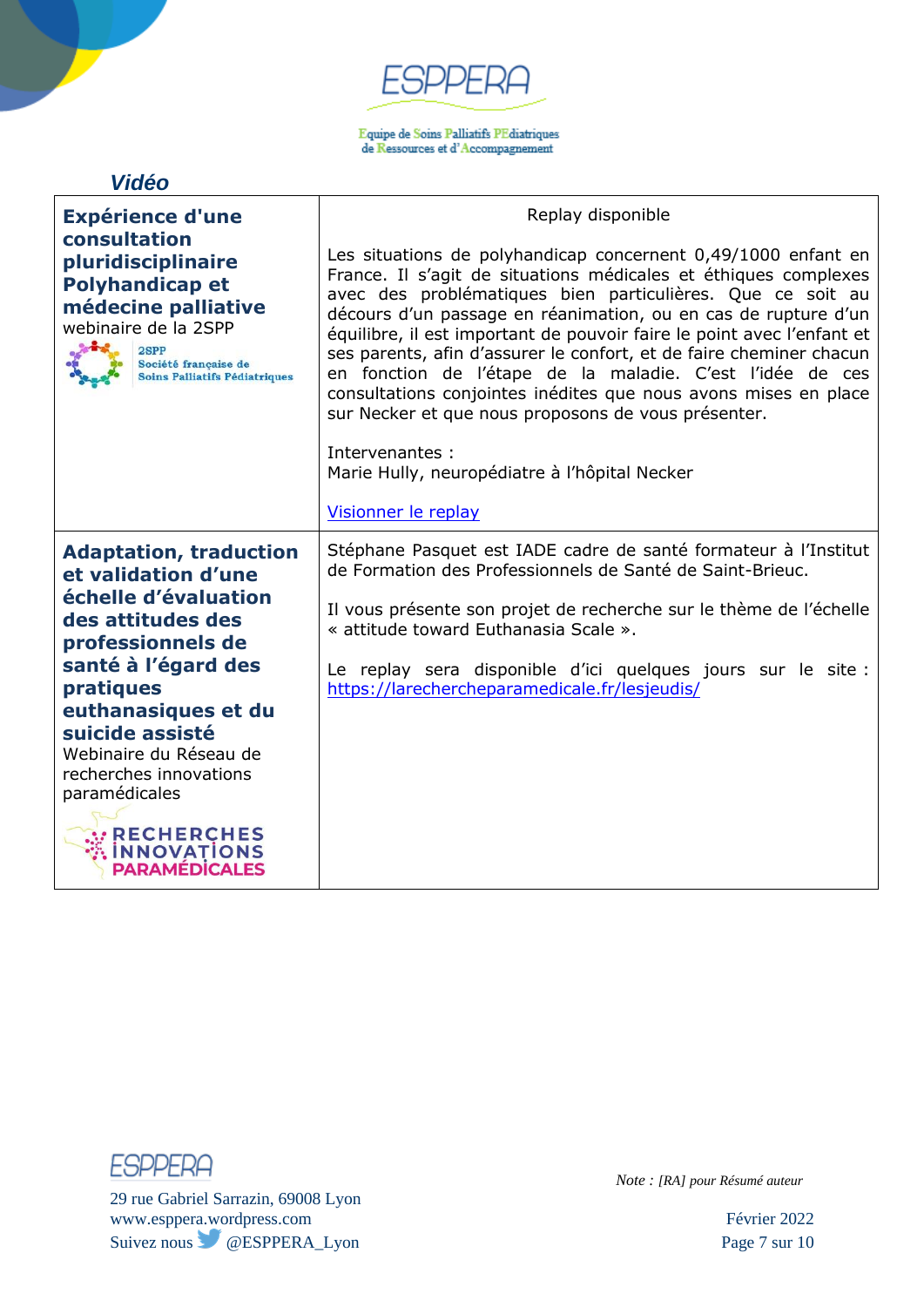## *Vidéo*

| | |
|---|---|
| **Expérience d'une consultation pluridisciplinaire Polyhandicap et médecine palliative**<br>webinaire de la 2SPP<br>2SPP Société française de Soins Palliatifs Pédiatriques | Replay disponible<br><br>Les situations de polyhandicap concernent 0,49/1000 enfant en France. Il s'agit de situations médicales et éthiques complexes avec des problématiques bien particulières. Que ce soit au décours d'un passage en réanimation, ou en cas de rupture d'un équilibre, il est important de pouvoir faire le point avec l'enfant et ses parents, afin d'assurer le confort, et de faire cheminer chacun en fonction de l'étape de la maladie. C'est l'idée de ces consultations conjointes inédites que nous avons mises en place sur Necker et que nous proposons de vous présenter.<br><br>Intervenantes :<br>Marie Hully, neuropédiatre à l'hôpital Necker<br><br>Visionner le replay |
| **Adaptation, traduction et validation d'une échelle d'évaluation des attitudes des professionnels de santé à l'égard des pratiques euthanasiques et du suicide assisté**<br>Webinaire du Réseau de recherches innovations paramédicales<br>RECHERCHES INNOVATIONS PARAMÉDICALES | Stéphane Pasquet est IADE cadre de santé formateur à l'Institut de Formation des Professionnels de Santé de Saint-Brieuc.<br><br>Il vous présente son projet de recherche sur le thème de l'échelle « attitude toward Euthanasia Scale ».<br><br>Le replay sera disponible d'ici quelques jours sur le site : https://larechercheparamedicale.fr/lesjeudis/ |

*Note : [RA] pour Résumé auteur*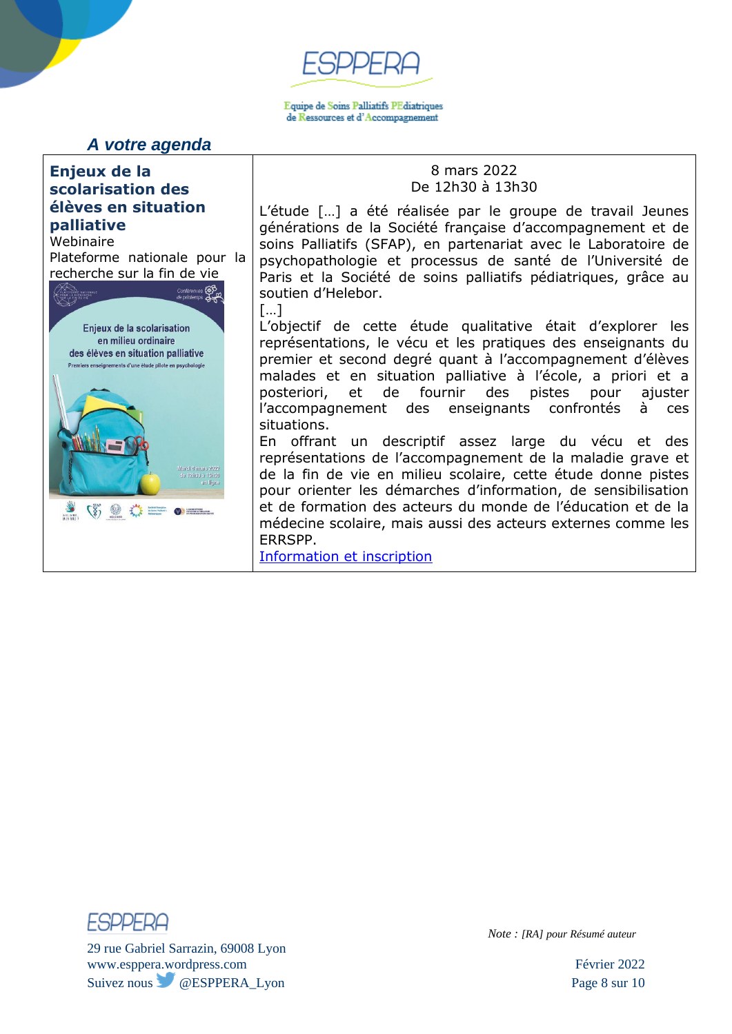## A votre agenda

| **Enjeux de la scolarisation des élèves en situation palliative**<br>Webinaire<br>Plateforme nationale pour la recherche sur la fin de vie | 8 mars 2022<br>De 12h30 à 13h30<br><br>L'étude […] a été réalisée par le groupe de travail Jeunes générations de la Société française d'accompagnement et de soins Palliatifs (SFAP), en partenariat avec le Laboratoire de psychopathologie et processus de santé de l'Université de Paris et la Société de soins palliatifs pédiatriques, grâce au soutien d'Helebor.<br>[…]<br>L'objectif de cette étude qualitative était d'explorer les représentations, le vécu et les pratiques des enseignants du premier et second degré quant à l'accompagnement d'élèves malades et en situation palliative à l'école, a priori et a posteriori, et de fournir des pistes pour ajuster l'accompagnement des enseignants confrontés à ces situations.<br>En offrant un descriptif assez large du vécu et des représentations de l'accompagnement de la maladie grave et de la fin de vie en milieu scolaire, cette étude donne pistes pour orienter les démarches d'information, de sensibilisation et de formation des acteurs du monde de l'éducation et de la médecine scolaire, mais aussi des acteurs externes comme les ERRSPP.<br>Information et inscription |
|---|---|

*Note : [RA] pour Résumé auteur*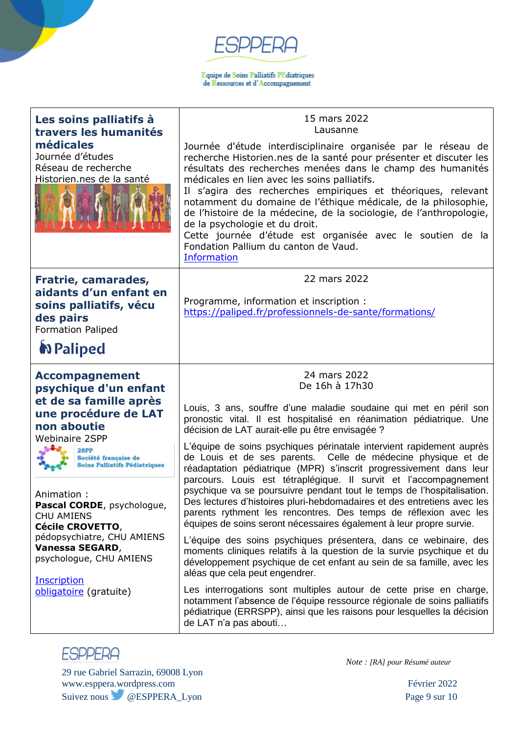| | |
|---|---|
| **Les soins palliatifs à travers les humanités médicales**<br>Journée d'études<br>Réseau de recherche<br>Historien.nes de la santé | 15 mars 2022<br>Lausanne<br><br>Journée d'étude interdisciplinaire organisée par le réseau de recherche Historien.nes de la santé pour présenter et discuter les résultats des recherches menées dans le champ des humanités médicales en lien avec les soins palliatifs.<br>Il s'agira des recherches empiriques et théoriques, relevant notamment du domaine de l'éthique médicale, de la philosophie, de l'histoire de la médecine, de la sociologie, de l'anthropologie, de la psychologie et du droit.<br>Cette journée d'étude est organisée avec le soutien de la Fondation Pallium du canton de Vaud.<br>Information |
| **Fratrie, camarades, aidants d'un enfant en soins palliatifs, vécu des pairs**<br>Formation Paliped<br>Paliped | 22 mars 2022<br><br>Programme, information et inscription :<br>https://paliped.fr/professionnels-de-sante/formations/ |
| **Accompagnement psychique d'un enfant et de sa famille après une procédure de LAT non aboutie**<br>Webinaire 2SPP<br>2SPP Société française de Soins Palliatifs Pédiatriques<br><br>Animation :<br>**Pascal CORDE**, psychologue, CHU AMIENS<br>**Cécile CROVETTO**, pédopsychiatre, CHU AMIENS<br>**Vanessa SEGARD**, psychologue, CHU AMIENS<br><br>Inscription obligatoire (gratuite) | 24 mars 2022<br>De 16h à 17h30<br><br>Louis, 3 ans, souffre d'une maladie soudaine qui met en péril son pronostic vital. Il est hospitalisé en réanimation pédiatrique. Une décision de LAT aurait-elle pu être envisagée ?<br><br>L'équipe de soins psychiques périnatale intervient rapidement auprès de Louis et de ses parents. Celle de médecine physique et de réadaptation pédiatrique (MPR) s'inscrit progressivement dans leur parcours. Louis est tétraplégique. Il survit et l'accompagnement psychique va se poursuivre pendant tout le temps de l'hospitalisation. Des lectures d'histoires pluri-hebdomadaires et des entretiens avec les parents rythment les rencontres. Des temps de réflexion avec les équipes de soins seront nécessaires également à leur propre survie.<br><br>L'équipe des soins psychiques présentera, dans ce webinaire, des moments cliniques relatifs à la question de la survie psychique et du développement psychique de cet enfant au sein de sa famille, avec les aléas que cela peut engendrer.<br><br>Les interrogations sont multiples autour de cette prise en charge, notamment l'absence de l'équipe ressource régionale de soins palliatifs pédiatrique (ERRSPP), ainsi que les raisons pour lesquelles la décision de LAT n'a pas abouti… |

*Note : [RA] pour Résumé auteur*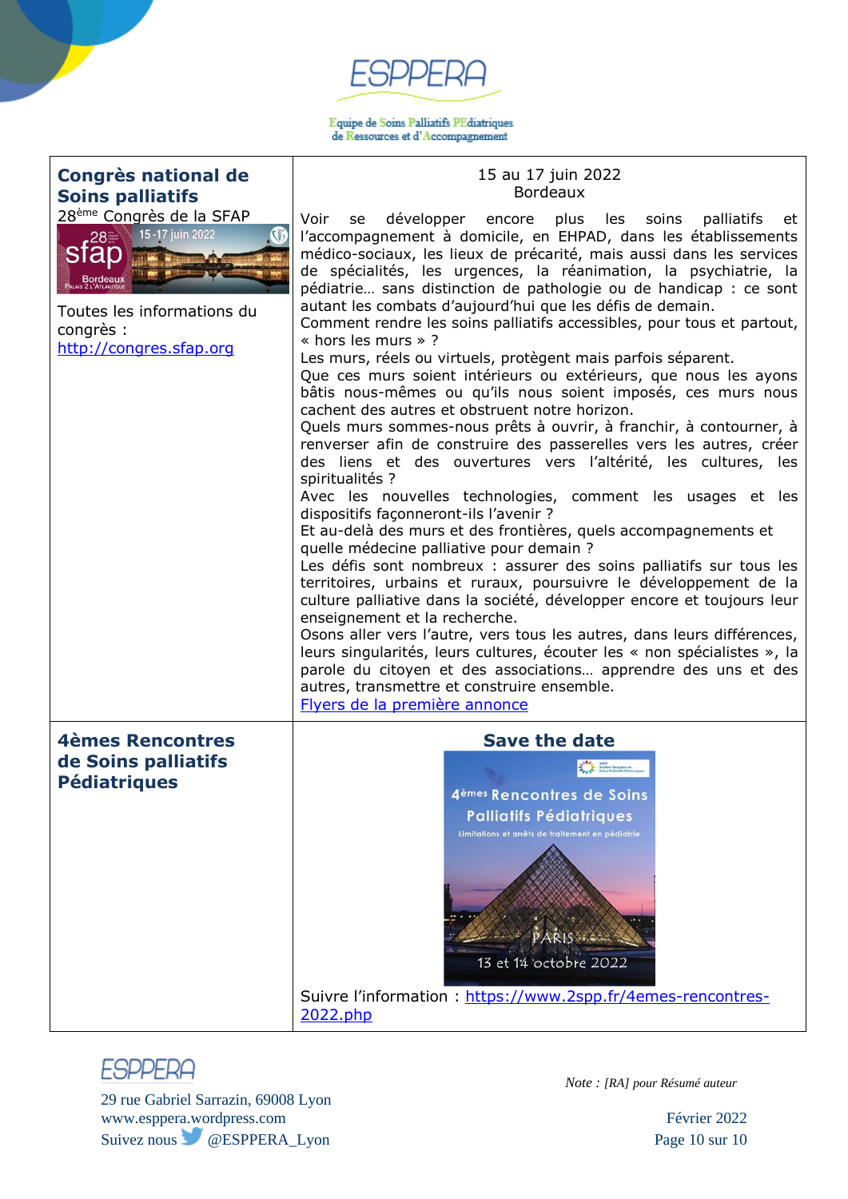| | |
|---|---|
| **Congrès national de Soins palliatifs**<br>28ème Congrès de la SFAP<br><br>Toutes les informations du congrès :<br>[http://congres.sfap.org](http://congres.sfap.org) | 15 au 17 juin 2022<br>Bordeaux<br><br>Voir se développer encore plus les soins palliatifs et l'accompagnement à domicile, en EHPAD, dans les établissements médico-sociaux, les lieux de précarité, mais aussi dans les services de spécialités, les urgences, la réanimation, la psychiatrie, la pédiatrie… sans distinction de pathologie ou de handicap : ce sont autant les combats d'aujourd'hui que les défis de demain.<br>Comment rendre les soins palliatifs accessibles, pour tous et partout, « hors les murs » ?<br>Les murs, réels ou virtuels, protègent mais parfois séparent.<br>Que ces murs soient intérieurs ou extérieurs, que nous les ayons bâtis nous-mêmes ou qu'ils nous soient imposés, ces murs nous cachent des autres et obstruent notre horizon.<br>Quels murs sommes-nous prêts à ouvrir, à franchir, à contourner, à renverser afin de construire des passerelles vers les autres, créer des liens et des ouvertures vers l'altérité, les cultures, les spiritualités ?<br>Avec les nouvelles technologies, comment les usages et les dispositifs façonneront-ils l'avenir ?<br>Et au-delà des murs et des frontières, quels accompagnements et quelle médecine palliative pour demain ?<br>Les défis sont nombreux : assurer des soins palliatifs sur tous les territoires, urbains et ruraux, poursuivre le développement de la culture palliative dans la société, développer encore et toujours leur enseignement et la recherche.<br>Osons aller vers l'autre, vers tous les autres, dans leurs différences, leurs singularités, leurs cultures, écouter les « non spécialistes », la parole du citoyen et des associations… apprendre des uns et des autres, transmettre et construire ensemble.<br>[Flyers de la première annonce]() |
| **4èmes Rencontres de Soins palliatifs Pédiatriques** | **Save the date**<br><br>Suivre l'information : [https://www.2spp.fr/4emes-rencontres-2022.php](https://www.2spp.fr/4emes-rencontres-2022.php) |

29 rue Gabriel Sarrazin, 69008 Lyon
www.esppera.wordpress.com
Suivez nous @ESPPERA_Lyon

*Note : [RA] pour Résumé auteur*

Février 2022